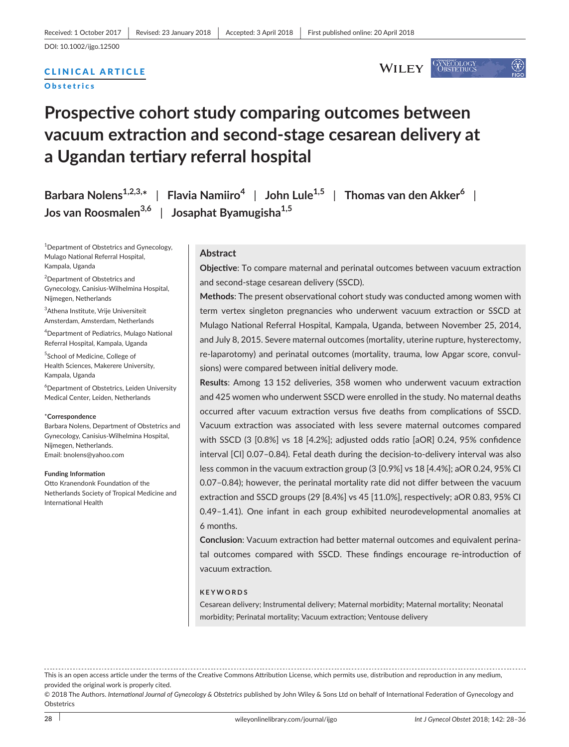Received: 1 October 2017 | Revised: 23 January 2018 | Accepted: 3 April 2018 | First published online: 20 April 2018

DOI: 10.1002/ijgo.12500

CLINICAL ARTICLE

Obstetrics

# Prospective cohort study comparing outcomes between vacuum extraction and second-stage cesarean delivery at a Ugandan tertiary referral hospital

Barbara Nolens[1,2,3,*] | Flavia Namiiro[4] | John Lule[1,5] | Thomas van den Akker[6] | Jos van Roosmalen[3,6] | Josaphat Byamugisha[1,5]

[1]Department of Obstetrics and Gynecology, Mulago National Referral Hospital, Kampala, Uganda

[2]Department of Obstetrics and Gynecology, Canisius-Wilhelmina Hospital, Nijmegen, Netherlands

[3]Athena Institute, Vrije Universiteit Amsterdam, Amsterdam, Netherlands

[4]Department of Pediatrics, Mulago National Referral Hospital, Kampala, Uganda

[5]School of Medicine, College of Health Sciences, Makerere University, Kampala, Uganda

[6]Department of Obstetrics, Leiden University Medical Center, Leiden, Netherlands

*Correspondence

Barbara Nolens, Department of Obstetrics and Gynecology, Canisius-Wilhelmina Hospital, Nijmegen, Netherlands.

Email: bnolens@yahoo.com

**Funding Information**

Otto Kranendonk Foundation of the Netherlands Society of Tropical Medicine and International Health

## Abstract

**Objective**: To compare maternal and perinatal outcomes between vacuum extraction and second-stage cesarean delivery (SSCD).

**Methods**: The present observational cohort study was conducted among women with term vertex singleton pregnancies who underwent vacuum extraction or SSCD at Mulago National Referral Hospital, Kampala, Uganda, between November 25, 2014, and July 8, 2015. Severe maternal outcomes (mortality, uterine rupture, hysterectomy, re-laparotomy) and perinatal outcomes (mortality, trauma, low Apgar score, convulsions) were compared between initial delivery mode.

**Results**: Among 13 152 deliveries, 358 women who underwent vacuum extraction and 425 women who underwent SSCD were enrolled in the study. No maternal deaths occurred after vacuum extraction versus five deaths from complications of SSCD. Vacuum extraction was associated with less severe maternal outcomes compared with SSCD (3 [0.8%] vs 18 [4.2%]; adjusted odds ratio [aOR] 0.24, 95% confidence interval [CI] 0.07–0.84). Fetal death during the decision-to-delivery interval was also less common in the vacuum extraction group (3 [0.9%] vs 18 [4.4%]; aOR 0.24, 95% CI 0.07–0.84); however, the perinatal mortality rate did not differ between the vacuum extraction and SSCD groups (29 [8.4%] vs 45 [11.0%], respectively; aOR 0.83, 95% CI 0.49–1.41). One infant in each group exhibited neurodevelopmental anomalies at 6 months.

**Conclusion**: Vacuum extraction had better maternal outcomes and equivalent perinatal outcomes compared with SSCD. These findings encourage re-introduction of vacuum extraction.

**KEYWORDS**

Cesarean delivery; Instrumental delivery; Maternal morbidity; Maternal mortality; Neonatal morbidity; Perinatal mortality; Vacuum extraction; Ventouse delivery

---

This is an open access article under the terms of the Creative Commons Attribution License, which permits use, distribution and reproduction in any medium, provided the original work is properly cited.

© 2018 The Authors. *International Journal of Gynecology & Obstetrics* published by John Wiley & Sons Ltd on behalf of International Federation of Gynecology and Obstetrics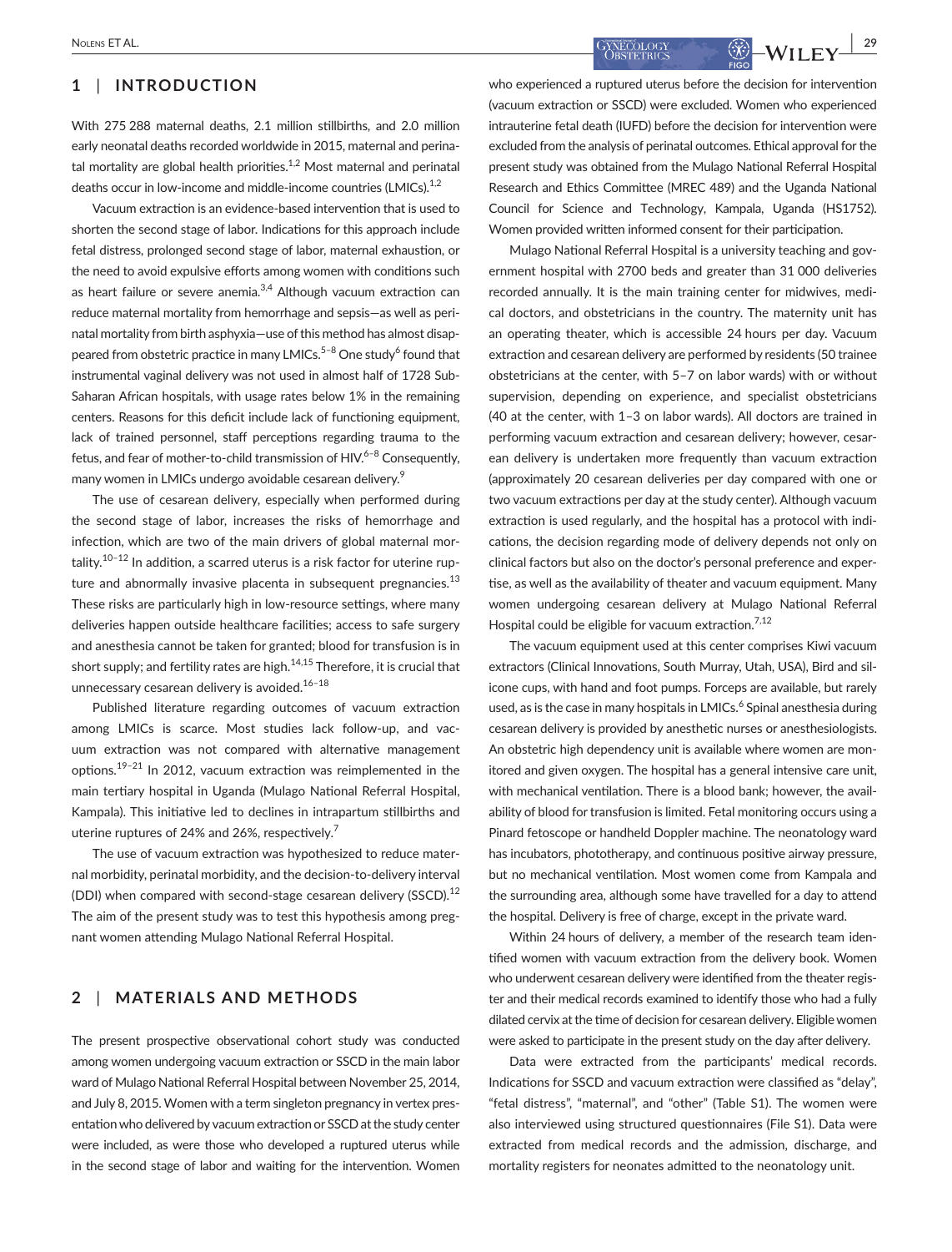## 1 | INTRODUCTION

With 275 288 maternal deaths, 2.1 million stillbirths, and 2.0 million early neonatal deaths recorded worldwide in 2015, maternal and perinatal mortality are global health priorities.[1,2] Most maternal and perinatal deaths occur in low-income and middle-income countries (LMICs).[1,2]

Vacuum extraction is an evidence-based intervention that is used to shorten the second stage of labor. Indications for this approach include fetal distress, prolonged second stage of labor, maternal exhaustion, or the need to avoid expulsive efforts among women with conditions such as heart failure or severe anemia.[3,4] Although vacuum extraction can reduce maternal mortality from hemorrhage and sepsis—as well as perinatal mortality from birth asphyxia—use of this method has almost disappeared from obstetric practice in many LMICs.[5–8] One study[6] found that instrumental vaginal delivery was not used in almost half of 1728 Sub-Saharan African hospitals, with usage rates below 1% in the remaining centers. Reasons for this deficit include lack of functioning equipment, lack of trained personnel, staff perceptions regarding trauma to the fetus, and fear of mother-to-child transmission of HIV.[6–8] Consequently, many women in LMICs undergo avoidable cesarean delivery.[9]

The use of cesarean delivery, especially when performed during the second stage of labor, increases the risks of hemorrhage and infection, which are two of the main drivers of global maternal mortality.[10–12] In addition, a scarred uterus is a risk factor for uterine rupture and abnormally invasive placenta in subsequent pregnancies.[13] These risks are particularly high in low-resource settings, where many deliveries happen outside healthcare facilities; access to safe surgery and anesthesia cannot be taken for granted; blood for transfusion is in short supply; and fertility rates are high.[14,15] Therefore, it is crucial that unnecessary cesarean delivery is avoided.[16–18]

Published literature regarding outcomes of vacuum extraction among LMICs is scarce. Most studies lack follow-up, and vacuum extraction was not compared with alternative management options.[19–21] In 2012, vacuum extraction was reimplemented in the main tertiary hospital in Uganda (Mulago National Referral Hospital, Kampala). This initiative led to declines in intrapartum stillbirths and uterine ruptures of 24% and 26%, respectively.[7]

The use of vacuum extraction was hypothesized to reduce maternal morbidity, perinatal morbidity, and the decision-to-delivery interval (DDI) when compared with second-stage cesarean delivery (SSCD).[12] The aim of the present study was to test this hypothesis among pregnant women attending Mulago National Referral Hospital.

## 2 | MATERIALS AND METHODS

The present prospective observational cohort study was conducted among women undergoing vacuum extraction or SSCD in the main labor ward of Mulago National Referral Hospital between November 25, 2014, and July 8, 2015. Women with a term singleton pregnancy in vertex presentation who delivered by vacuum extraction or SSCD at the study center were included, as were those who developed a ruptured uterus while in the second stage of labor and waiting for the intervention. Women who experienced a ruptured uterus before the decision for intervention (vacuum extraction or SSCD) were excluded. Women who experienced intrauterine fetal death (IUFD) before the decision for intervention were excluded from the analysis of perinatal outcomes. Ethical approval for the present study was obtained from the Mulago National Referral Hospital Research and Ethics Committee (MREC 489) and the Uganda National Council for Science and Technology, Kampala, Uganda (HS1752). Women provided written informed consent for their participation.

Mulago National Referral Hospital is a university teaching and government hospital with 2700 beds and greater than 31 000 deliveries recorded annually. It is the main training center for midwives, medical doctors, and obstetricians in the country. The maternity unit has an operating theater, which is accessible 24 hours per day. Vacuum extraction and cesarean delivery are performed by residents (50 trainee obstetricians at the center, with 5–7 on labor wards) with or without supervision, depending on experience, and specialist obstetricians (40 at the center, with 1–3 on labor wards). All doctors are trained in performing vacuum extraction and cesarean delivery; however, cesarean delivery is undertaken more frequently than vacuum extraction (approximately 20 cesarean deliveries per day compared with one or two vacuum extractions per day at the study center). Although vacuum extraction is used regularly, and the hospital has a protocol with indications, the decision regarding mode of delivery depends not only on clinical factors but also on the doctor's personal preference and expertise, as well as the availability of theater and vacuum equipment. Many women undergoing cesarean delivery at Mulago National Referral Hospital could be eligible for vacuum extraction.[7,12]

The vacuum equipment used at this center comprises Kiwi vacuum extractors (Clinical Innovations, South Murray, Utah, USA), Bird and silicone cups, with hand and foot pumps. Forceps are available, but rarely used, as is the case in many hospitals in LMICs.[6] Spinal anesthesia during cesarean delivery is provided by anesthetic nurses or anesthesiologists. An obstetric high dependency unit is available where women are monitored and given oxygen. The hospital has a general intensive care unit, with mechanical ventilation. There is a blood bank; however, the availability of blood for transfusion is limited. Fetal monitoring occurs using a Pinard fetoscope or handheld Doppler machine. The neonatology ward has incubators, phototherapy, and continuous positive airway pressure, but no mechanical ventilation. Most women come from Kampala and the surrounding area, although some have travelled for a day to attend the hospital. Delivery is free of charge, except in the private ward.

Within 24 hours of delivery, a member of the research team identified women with vacuum extraction from the delivery book. Women who underwent cesarean delivery were identified from the theater register and their medical records examined to identify those who had a fully dilated cervix at the time of decision for cesarean delivery. Eligible women were asked to participate in the present study on the day after delivery.

Data were extracted from the participants' medical records. Indications for SSCD and vacuum extraction were classified as "delay", "fetal distress", "maternal", and "other" (Table S1). The women were also interviewed using structured questionnaires (File S1). Data were extracted from medical records and the admission, discharge, and mortality registers for neonates admitted to the neonatology unit.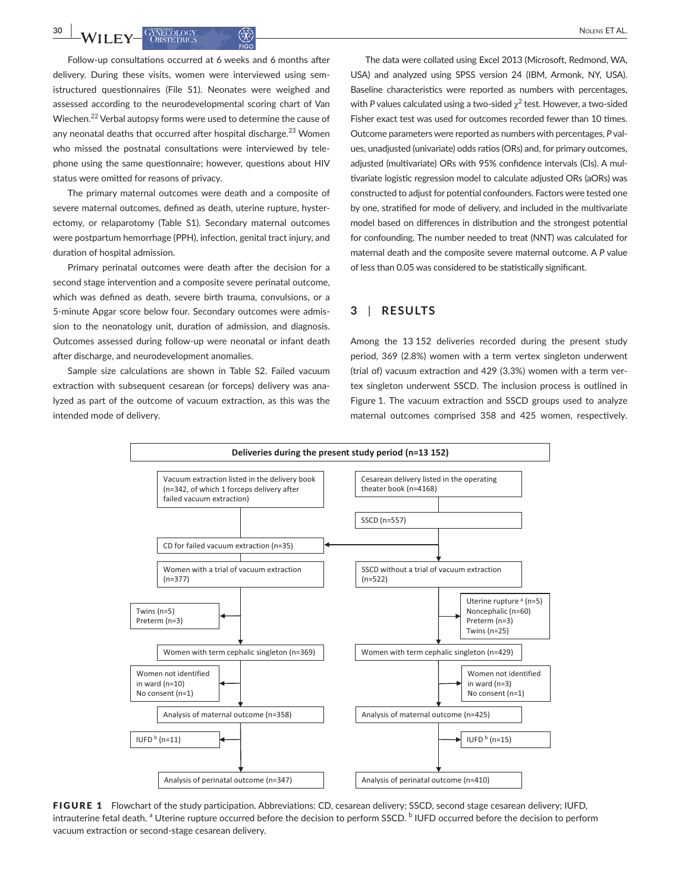Follow-up consultations occurred at 6 weeks and 6 months after delivery. During these visits, women were interviewed using semistructured questionnaires (File S1). Neonates were weighed and assessed according to the neurodevelopmental scoring chart of Van Wiechen.[22] Verbal autopsy forms were used to determine the cause of any neonatal deaths that occurred after hospital discharge.[23] Women who missed the postnatal consultations were interviewed by telephone using the same questionnaire; however, questions about HIV status were omitted for reasons of privacy.

The primary maternal outcomes were death and a composite of severe maternal outcomes, defined as death, uterine rupture, hysterectomy, or relaparotomy (Table S1). Secondary maternal outcomes were postpartum hemorrhage (PPH), infection, genital tract injury, and duration of hospital admission.

Primary perinatal outcomes were death after the decision for a second stage intervention and a composite severe perinatal outcome, which was defined as death, severe birth trauma, convulsions, or a 5-minute Apgar score below four. Secondary outcomes were admission to the neonatology unit, duration of admission, and diagnosis. Outcomes assessed during follow-up were neonatal or infant death after discharge, and neurodevelopment anomalies.

Sample size calculations are shown in Table S2. Failed vacuum extraction with subsequent cesarean (or forceps) delivery was analyzed as part of the outcome of vacuum extraction, as this was the intended mode of delivery.

The data were collated using Excel 2013 (Microsoft, Redmond, WA, USA) and analyzed using SPSS version 24 (IBM, Armonk, NY, USA). Baseline characteristics were reported as numbers with percentages, with *P* values calculated using a two-sided $\chi^2$ test. However, a two-sided Fisher exact test was used for outcomes recorded fewer than 10 times. Outcome parameters were reported as numbers with percentages, *P* values, unadjusted (univariate) odds ratios (ORs) and, for primary outcomes, adjusted (multivariate) ORs with 95% confidence intervals (CIs). A multivariate logistic regression model to calculate adjusted ORs (aORs) was constructed to adjust for potential confounders. Factors were tested one by one, stratified for mode of delivery, and included in the multivariate model based on differences in distribution and the strongest potential for confounding. The number needed to treat (NNT) was calculated for maternal death and the composite severe maternal outcome. A *P* value of less than 0.05 was considered to be statistically significant.

## 3 | RESULTS

Among the 13 152 deliveries recorded during the present study period, 369 (2.8%) women with a term vertex singleton underwent (trial of) vacuum extraction and 429 (3.3%) women with a term vertex singleton underwent SSCD. The inclusion process is outlined in Figure 1. The vacuum extraction and SSCD groups used to analyze maternal outcomes comprised 358 and 425 women, respectively.

Deliveries during the present study period (n=13 152)

- Vacuum extraction listed in the delivery book (n=342, of which 1 forceps delivery after failed vacuum extraction)
- Cesarean delivery listed in the operating theater book (n=4168)
  - SSCD (n=557)
- CD for failed vacuum extraction (n=35)
- Women with a trial of vacuum extraction (n=377) → excluded: Twins (n=5), Preterm (n=3)
- SSCD without a trial of vacuum extraction (n=522) → excluded: Uterine rupture [a] (n=5), Noncephalic (n=60), Preterm (n=3), Twins (n=25)
- Women with term cephalic singleton (n=369) → excluded: Women not identified in ward (n=10), No consent (n=1)
- Women with term cephalic singleton (n=429) → excluded: Women not identified in ward (n=3), No consent (n=1)
- Analysis of maternal outcome (n=358) → excluded: IUFD [b] (n=11)
- Analysis of maternal outcome (n=425) → excluded: IUFD [b] (n=15)
- Analysis of perinatal outcome (n=347)
- Analysis of perinatal outcome (n=410)

**FIGURE 1** Flowchart of the study participation. Abbreviations: CD, cesarean delivery; SSCD, second stage cesarean delivery; IUFD, intrauterine fetal death. [a] Uterine rupture occurred before the decision to perform SSCD. [b] IUFD occurred before the decision to perform vacuum extraction or second-stage cesarean delivery.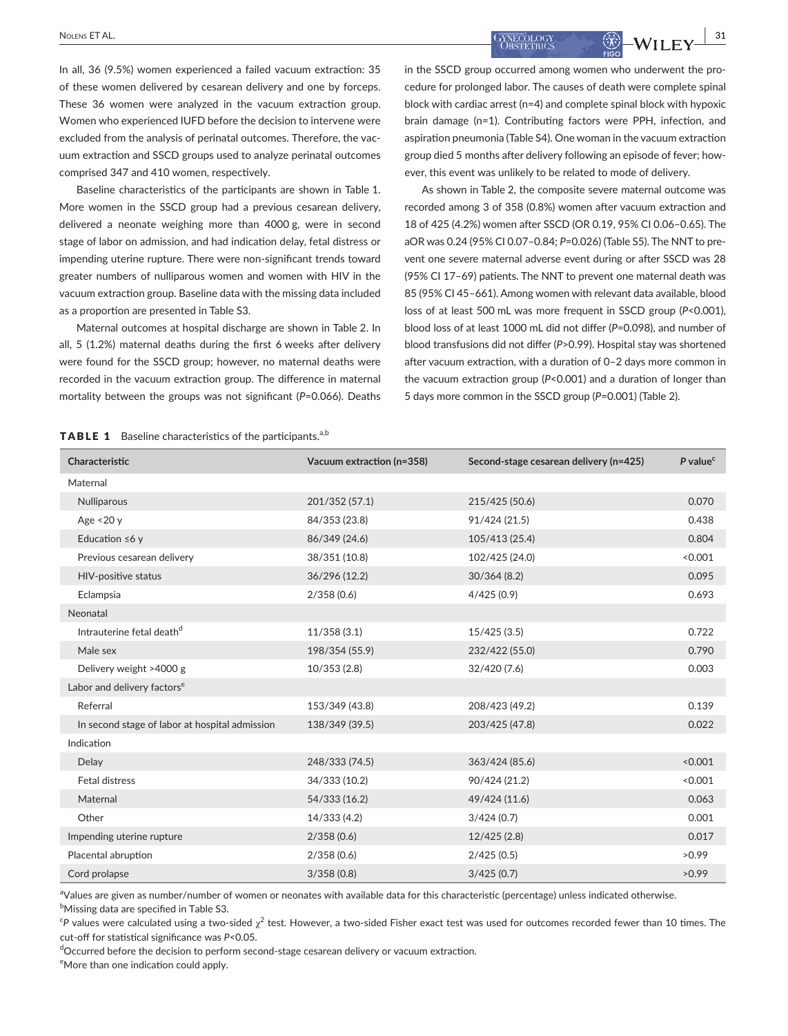In all, 36 (9.5%) women experienced a failed vacuum extraction: 35 of these women delivered by cesarean delivery and one by forceps. These 36 women were analyzed in the vacuum extraction group. Women who experienced IUFD before the decision to intervene were excluded from the analysis of perinatal outcomes. Therefore, the vacuum extraction and SSCD groups used to analyze perinatal outcomes comprised 347 and 410 women, respectively.

Baseline characteristics of the participants are shown in Table 1. More women in the SSCD group had a previous cesarean delivery, delivered a neonate weighing more than 4000 g, were in second stage of labor on admission, and had indication delay, fetal distress or impending uterine rupture. There were non-significant trends toward greater numbers of nulliparous women and women with HIV in the vacuum extraction group. Baseline data with the missing data included as a proportion are presented in Table S3.

Maternal outcomes at hospital discharge are shown in Table 2. In all, 5 (1.2%) maternal deaths during the first 6 weeks after delivery were found for the SSCD group; however, no maternal deaths were recorded in the vacuum extraction group. The difference in maternal mortality between the groups was not significant (*P*=0.066). Deaths in the SSCD group occurred among women who underwent the procedure for prolonged labor. The causes of death were complete spinal block with cardiac arrest (n=4) and complete spinal block with hypoxic brain damage (n=1). Contributing factors were PPH, infection, and aspiration pneumonia (Table S4). One woman in the vacuum extraction group died 5 months after delivery following an episode of fever; however, this event was unlikely to be related to mode of delivery.

As shown in Table 2, the composite severe maternal outcome was recorded among 3 of 358 (0.8%) women after vacuum extraction and 18 of 425 (4.2%) women after SSCD (OR 0.19, 95% CI 0.06–0.65). The aOR was 0.24 (95% CI 0.07–0.84; *P*=0.026) (Table S5). The NNT to prevent one severe maternal adverse event during or after SSCD was 28 (95% CI 17–69) patients. The NNT to prevent one maternal death was 85 (95% CI 45–661). Among women with relevant data available, blood loss of at least 500 mL was more frequent in SSCD group (*P*<0.001), blood loss of at least 1000 mL did not differ (*P*=0.098), and number of blood transfusions did not differ (*P*>0.99). Hospital stay was shortened after vacuum extraction, with a duration of 0–2 days more common in the vacuum extraction group (*P*<0.001) and a duration of longer than 5 days more common in the SSCD group (*P*=0.001) (Table 2).

**TABLE 1** Baseline characteristics of the participants.[a,b]

| Characteristic | Vacuum extraction (n=358) | Second-stage cesarean delivery (n=425) | *P* value[c] |
|---|---|---|---|
| Maternal | | | |
| Nulliparous | 201/352 (57.1) | 215/425 (50.6) | 0.070 |
| Age <20 y | 84/353 (23.8) | 91/424 (21.5) | 0.438 |
| Education ≤6 y | 86/349 (24.6) | 105/413 (25.4) | 0.804 |
| Previous cesarean delivery | 38/351 (10.8) | 102/425 (24.0) | <0.001 |
| HIV-positive status | 36/296 (12.2) | 30/364 (8.2) | 0.095 |
| Eclampsia | 2/358 (0.6) | 4/425 (0.9) | 0.693 |
| Neonatal | | | |
| Intrauterine fetal death[d] | 11/358 (3.1) | 15/425 (3.5) | 0.722 |
| Male sex | 198/354 (55.9) | 232/422 (55.0) | 0.790 |
| Delivery weight >4000 g | 10/353 (2.8) | 32/420 (7.6) | 0.003 |
| Labor and delivery factors[e] | | | |
| Referral | 153/349 (43.8) | 208/423 (49.2) | 0.139 |
| In second stage of labor at hospital admission | 138/349 (39.5) | 203/425 (47.8) | 0.022 |
| Indication | | | |
| Delay | 248/333 (74.5) | 363/424 (85.6) | <0.001 |
| Fetal distress | 34/333 (10.2) | 90/424 (21.2) | <0.001 |
| Maternal | 54/333 (16.2) | 49/424 (11.6) | 0.063 |
| Other | 14/333 (4.2) | 3/424 (0.7) | 0.001 |
| Impending uterine rupture | 2/358 (0.6) | 12/425 (2.8) | 0.017 |
| Placental abruption | 2/358 (0.6) | 2/425 (0.5) | >0.99 |
| Cord prolapse | 3/358 (0.8) | 3/425 (0.7) | >0.99 |

[a]Values are given as number/number of women or neonates with available data for this characteristic (percentage) unless indicated otherwise.
[b]Missing data are specified in Table S3.
[c]*P* values were calculated using a two-sided $\chi^2$ test. However, a two-sided Fisher exact test was used for outcomes recorded fewer than 10 times. The cut-off for statistical significance was *P*<0.05.
[d]Occurred before the decision to perform second-stage cesarean delivery or vacuum extraction.
[e]More than one indication could apply.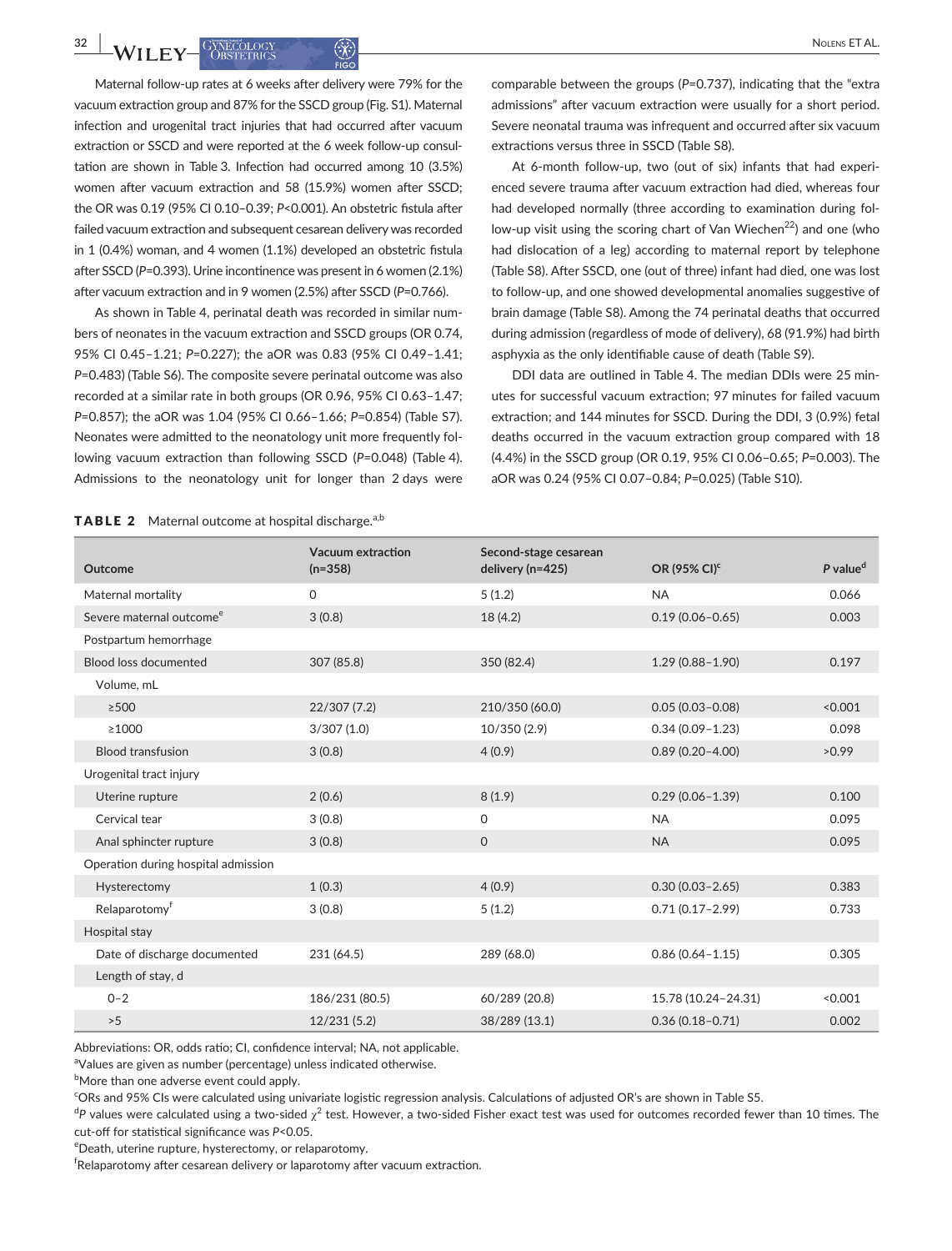Maternal follow-up rates at 6 weeks after delivery were 79% for the vacuum extraction group and 87% for the SSCD group (Fig. S1). Maternal infection and urogenital tract injuries that had occurred after vacuum extraction or SSCD and were reported at the 6 week follow-up consultation are shown in Table 3. Infection had occurred among 10 (3.5%) women after vacuum extraction and 58 (15.9%) women after SSCD; the OR was 0.19 (95% CI 0.10–0.39; $P$<0.001). An obstetric fistula after failed vacuum extraction and subsequent cesarean delivery was recorded in 1 (0.4%) woman, and 4 women (1.1%) developed an obstetric fistula after SSCD ($P$=0.393). Urine incontinence was present in 6 women (2.1%) after vacuum extraction and in 9 women (2.5%) after SSCD ($P$=0.766).

As shown in Table 4, perinatal death was recorded in similar numbers of neonates in the vacuum extraction and SSCD groups (OR 0.74, 95% CI 0.45–1.21; $P$=0.227); the aOR was 0.83 (95% CI 0.49–1.41; $P$=0.483) (Table S6). The composite severe perinatal outcome was also recorded at a similar rate in both groups (OR 0.96, 95% CI 0.63–1.47; $P$=0.857); the aOR was 1.04 (95% CI 0.66–1.66; $P$=0.854) (Table S7). Neonates were admitted to the neonatology unit more frequently following vacuum extraction than following SSCD ($P$=0.048) (Table 4). Admissions to the neonatology unit for longer than 2 days were comparable between the groups ($P$=0.737), indicating that the "extra admissions" after vacuum extraction were usually for a short period. Severe neonatal trauma was infrequent and occurred after six vacuum extractions versus three in SSCD (Table S8).

At 6-month follow-up, two (out of six) infants that had experienced severe trauma after vacuum extraction had died, whereas four had developed normally (three according to examination during follow-up visit using the scoring chart of Van Wiechen[22]) and one (who had dislocation of a leg) according to maternal report by telephone (Table S8). After SSCD, one (out of three) infant had died, one was lost to follow-up, and one showed developmental anomalies suggestive of brain damage (Table S8). Among the 74 perinatal deaths that occurred during admission (regardless of mode of delivery), 68 (91.9%) had birth asphyxia as the only identifiable cause of death (Table S9).

DDI data are outlined in Table 4. The median DDIs were 25 minutes for successful vacuum extraction; 97 minutes for failed vacuum extraction; and 144 minutes for SSCD. During the DDI, 3 (0.9%) fetal deaths occurred in the vacuum extraction group compared with 18 (4.4%) in the SSCD group (OR 0.19, 95% CI 0.06–0.65; $P$=0.003). The aOR was 0.24 (95% CI 0.07–0.84; $P$=0.025) (Table S10).

**TABLE 2** Maternal outcome at hospital discharge.[a,b]

| Outcome | Vacuum extraction (n=358) | Second-stage cesarean delivery (n=425) | OR (95% CI)[c] | P value[d] |
|---|---|---|---|---|
| Maternal mortality | 0 | 5 (1.2) | NA | 0.066 |
| Severe maternal outcome[e] | 3 (0.8) | 18 (4.2) | 0.19 (0.06–0.65) | 0.003 |
| Postpartum hemorrhage | | | | |
| Blood loss documented | 307 (85.8) | 350 (82.4) | 1.29 (0.88–1.90) | 0.197 |
| Volume, mL | | | | |
| ≥500 | 22/307 (7.2) | 210/350 (60.0) | 0.05 (0.03–0.08) | <0.001 |
| ≥1000 | 3/307 (1.0) | 10/350 (2.9) | 0.34 (0.09–1.23) | 0.098 |
| Blood transfusion | 3 (0.8) | 4 (0.9) | 0.89 (0.20–4.00) | >0.99 |
| Urogenital tract injury | | | | |
| Uterine rupture | 2 (0.6) | 8 (1.9) | 0.29 (0.06–1.39) | 0.100 |
| Cervical tear | 3 (0.8) | 0 | NA | 0.095 |
| Anal sphincter rupture | 3 (0.8) | 0 | NA | 0.095 |
| Operation during hospital admission | | | | |
| Hysterectomy | 1 (0.3) | 4 (0.9) | 0.30 (0.03–2.65) | 0.383 |
| Relaparotomy[f] | 3 (0.8) | 5 (1.2) | 0.71 (0.17–2.99) | 0.733 |
| Hospital stay | | | | |
| Date of discharge documented | 231 (64.5) | 289 (68.0) | 0.86 (0.64–1.15) | 0.305 |
| Length of stay, d | | | | |
| 0–2 | 186/231 (80.5) | 60/289 (20.8) | 15.78 (10.24–24.31) | <0.001 |
| >5 | 12/231 (5.2) | 38/289 (13.1) | 0.36 (0.18–0.71) | 0.002 |

Abbreviations: OR, odds ratio; CI, confidence interval; NA, not applicable.
[a]Values are given as number (percentage) unless indicated otherwise.
[b]More than one adverse event could apply.
[c]ORs and 95% CIs were calculated using univariate logistic regression analysis. Calculations of adjusted OR's are shown in Table S5.
[d]$P$ values were calculated using a two-sided $\chi^2$ test. However, a two-sided Fisher exact test was used for outcomes recorded fewer than 10 times. The cut-off for statistical significance was $P$<0.05.
[e]Death, uterine rupture, hysterectomy, or relaparotomy.
[f]Relaparotomy after cesarean delivery or laparotomy after vacuum extraction.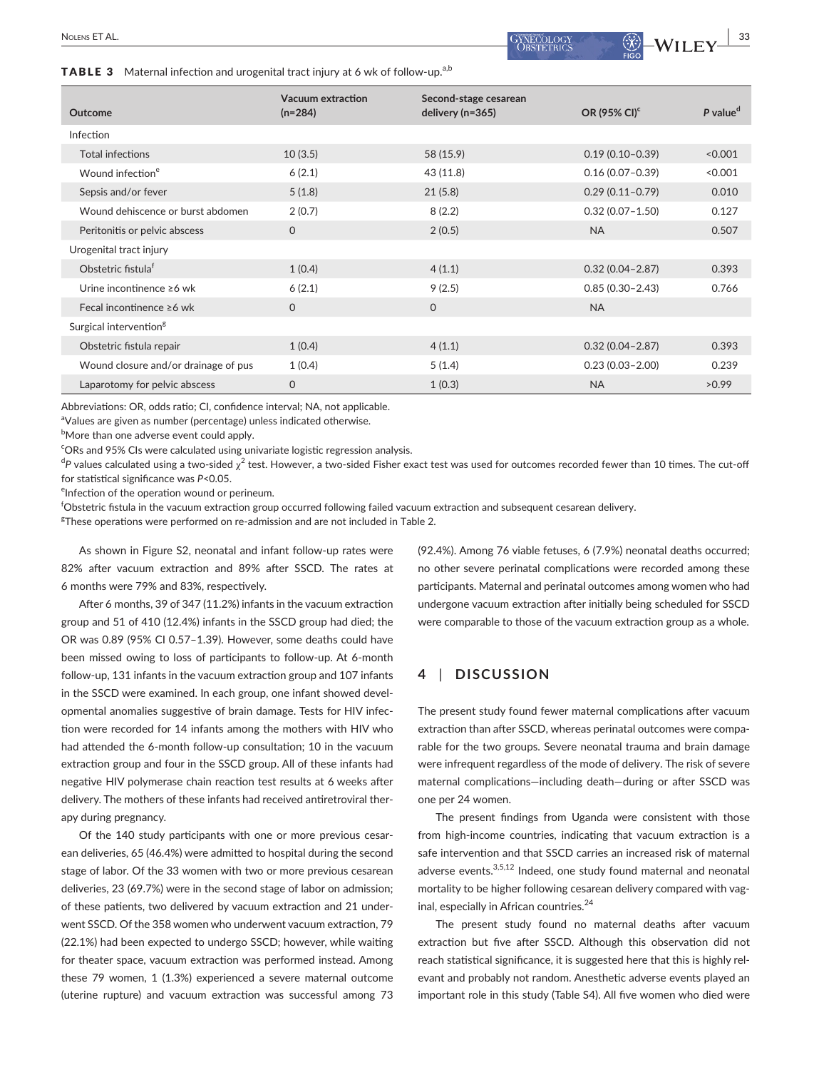**TABLE 3** Maternal infection and urogenital tract injury at 6 wk of follow-up.[a,b]

| Outcome | Vacuum extraction (n=284) | Second-stage cesarean delivery (n=365) | OR (95% CI)[c] | P value[d] |
|---|---|---|---|---|
| Infection | | | | |
| Total infections | 10 (3.5) | 58 (15.9) | 0.19 (0.10–0.39) | <0.001 |
| Wound infection[e] | 6 (2.1) | 43 (11.8) | 0.16 (0.07–0.39) | <0.001 |
| Sepsis and/or fever | 5 (1.8) | 21 (5.8) | 0.29 (0.11–0.79) | 0.010 |
| Wound dehiscence or burst abdomen | 2 (0.7) | 8 (2.2) | 0.32 (0.07–1.50) | 0.127 |
| Peritonitis or pelvic abscess | 0 | 2 (0.5) | NA | 0.507 |
| Urogenital tract injury | | | | |
| Obstetric fistula[f] | 1 (0.4) | 4 (1.1) | 0.32 (0.04–2.87) | 0.393 |
| Urine incontinence ≥6 wk | 6 (2.1) | 9 (2.5) | 0.85 (0.30–2.43) | 0.766 |
| Fecal incontinence ≥6 wk | 0 | 0 | NA | |
| Surgical intervention[g] | | | | |
| Obstetric fistula repair | 1 (0.4) | 4 (1.1) | 0.32 (0.04–2.87) | 0.393 |
| Wound closure and/or drainage of pus | 1 (0.4) | 5 (1.4) | 0.23 (0.03–2.00) | 0.239 |
| Laparotomy for pelvic abscess | 0 | 1 (0.3) | NA | >0.99 |

Abbreviations: OR, odds ratio; CI, confidence interval; NA, not applicable.

[a]Values are given as number (percentage) unless indicated otherwise.

[b]More than one adverse event could apply.

[c]ORs and 95% CIs were calculated using univariate logistic regression analysis.

[d]P values calculated using a two-sided $\chi^2$ test. However, a two-sided Fisher exact test was used for outcomes recorded fewer than 10 times. The cut-off for statistical significance was $P<0.05$.

[e]Infection of the operation wound or perineum.

[f]Obstetric fistula in the vacuum extraction group occurred following failed vacuum extraction and subsequent cesarean delivery.

[g]These operations were performed on re-admission and are not included in Table 2.

As shown in Figure S2, neonatal and infant follow-up rates were 82% after vacuum extraction and 89% after SSCD. The rates at 6 months were 79% and 83%, respectively.

After 6 months, 39 of 347 (11.2%) infants in the vacuum extraction group and 51 of 410 (12.4%) infants in the SSCD group had died; the OR was 0.89 (95% CI 0.57–1.39). However, some deaths could have been missed owing to loss of participants to follow-up. At 6-month follow-up, 131 infants in the vacuum extraction group and 107 infants in the SSCD were examined. In each group, one infant showed developmental anomalies suggestive of brain damage. Tests for HIV infection were recorded for 14 infants among the mothers with HIV who had attended the 6-month follow-up consultation; 10 in the vacuum extraction group and four in the SSCD group. All of these infants had negative HIV polymerase chain reaction test results at 6 weeks after delivery. The mothers of these infants had received antiretroviral therapy during pregnancy.

Of the 140 study participants with one or more previous cesarean deliveries, 65 (46.4%) were admitted to hospital during the second stage of labor. Of the 33 women with two or more previous cesarean deliveries, 23 (69.7%) were in the second stage of labor on admission; of these patients, two delivered by vacuum extraction and 21 underwent SSCD. Of the 358 women who underwent vacuum extraction, 79 (22.1%) had been expected to undergo SSCD; however, while waiting for theater space, vacuum extraction was performed instead. Among these 79 women, 1 (1.3%) experienced a severe maternal outcome (uterine rupture) and vacuum extraction was successful among 73 (92.4%). Among 76 viable fetuses, 6 (7.9%) neonatal deaths occurred; no other severe perinatal complications were recorded among these participants. Maternal and perinatal outcomes among women who had undergone vacuum extraction after initially being scheduled for SSCD were comparable to those of the vacuum extraction group as a whole.

## 4 | DISCUSSION

The present study found fewer maternal complications after vacuum extraction than after SSCD, whereas perinatal outcomes were comparable for the two groups. Severe neonatal trauma and brain damage were infrequent regardless of the mode of delivery. The risk of severe maternal complications—including death—during or after SSCD was one per 24 women.

The present findings from Uganda were consistent with those from high-income countries, indicating that vacuum extraction is a safe intervention and that SSCD carries an increased risk of maternal adverse events.[3,5,12] Indeed, one study found maternal and neonatal mortality to be higher following cesarean delivery compared with vaginal, especially in African countries.[24]

The present study found no maternal deaths after vacuum extraction but five after SSCD. Although this observation did not reach statistical significance, it is suggested here that this is highly relevant and probably not random. Anesthetic adverse events played an important role in this study (Table S4). All five women who died were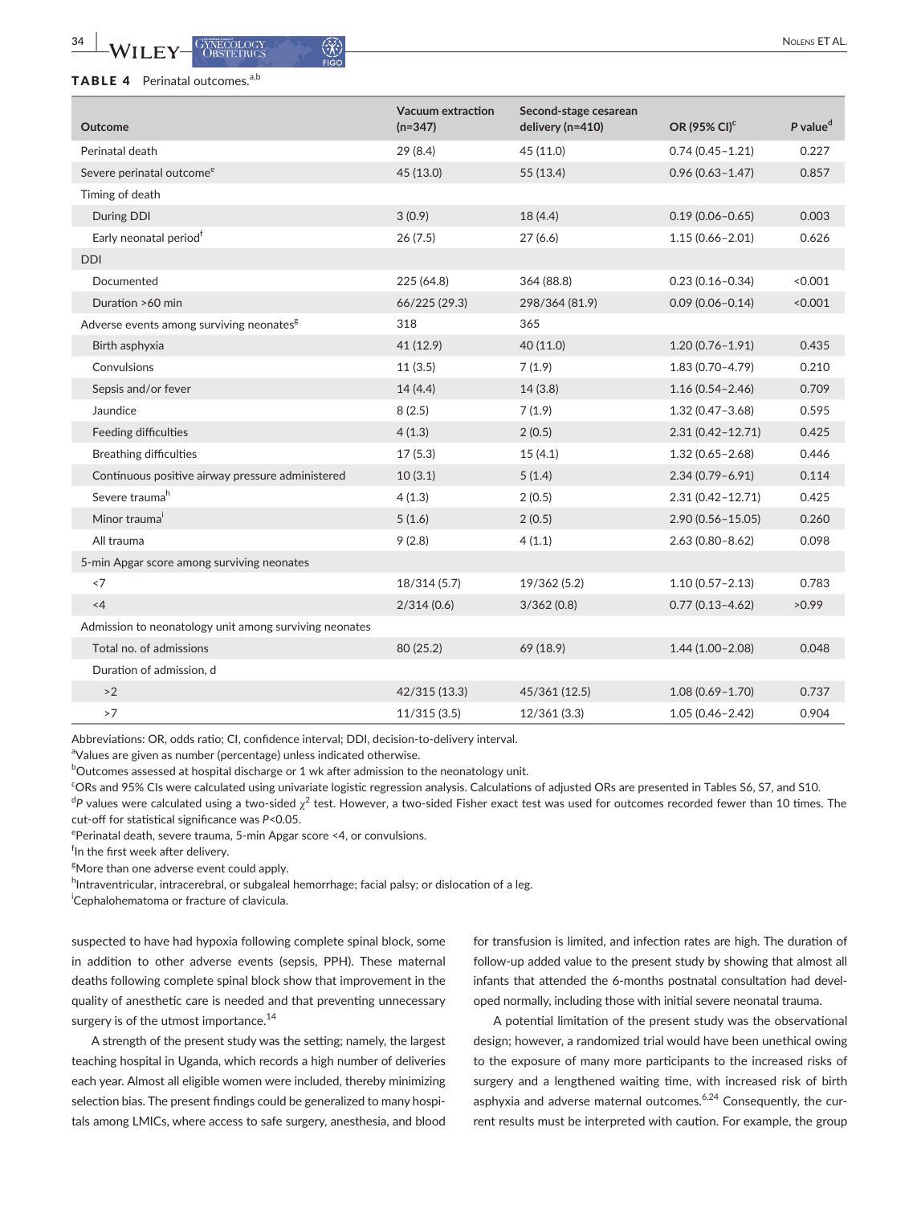**TABLE 4** Perinatal outcomes.[a,b]

| Outcome | Vacuum extraction (n=347) | Second-stage cesarean delivery (n=410) | OR (95% CI)[c] | P value[d] |
|---|---|---|---|---|
| Perinatal death | 29 (8.4) | 45 (11.0) | 0.74 (0.45–1.21) | 0.227 |
| Severe perinatal outcome[e] | 45 (13.0) | 55 (13.4) | 0.96 (0.63–1.47) | 0.857 |
| Timing of death | | | | |
| During DDI | 3 (0.9) | 18 (4.4) | 0.19 (0.06–0.65) | 0.003 |
| Early neonatal period[f] | 26 (7.5) | 27 (6.6) | 1.15 (0.66–2.01) | 0.626 |
| DDI | | | | |
| Documented | 225 (64.8) | 364 (88.8) | 0.23 (0.16–0.34) | <0.001 |
| Duration >60 min | 66/225 (29.3) | 298/364 (81.9) | 0.09 (0.06–0.14) | <0.001 |
| Adverse events among surviving neonates[g] | 318 | 365 | | |
| Birth asphyxia | 41 (12.9) | 40 (11.0) | 1.20 (0.76–1.91) | 0.435 |
| Convulsions | 11 (3.5) | 7 (1.9) | 1.83 (0.70–4.79) | 0.210 |
| Sepsis and/or fever | 14 (4.4) | 14 (3.8) | 1.16 (0.54–2.46) | 0.709 |
| Jaundice | 8 (2.5) | 7 (1.9) | 1.32 (0.47–3.68) | 0.595 |
| Feeding difficulties | 4 (1.3) | 2 (0.5) | 2.31 (0.42–12.71) | 0.425 |
| Breathing difficulties | 17 (5.3) | 15 (4.1) | 1.32 (0.65–2.68) | 0.446 |
| Continuous positive airway pressure administered | 10 (3.1) | 5 (1.4) | 2.34 (0.79–6.91) | 0.114 |
| Severe trauma[h] | 4 (1.3) | 2 (0.5) | 2.31 (0.42–12.71) | 0.425 |
| Minor trauma[i] | 5 (1.6) | 2 (0.5) | 2.90 (0.56–15.05) | 0.260 |
| All trauma | 9 (2.8) | 4 (1.1) | 2.63 (0.80–8.62) | 0.098 |
| 5-min Apgar score among surviving neonates | | | | |
| <7 | 18/314 (5.7) | 19/362 (5.2) | 1.10 (0.57–2.13) | 0.783 |
| <4 | 2/314 (0.6) | 3/362 (0.8) | 0.77 (0.13–4.62) | >0.99 |
| Admission to neonatology unit among surviving neonates | | | | |
| Total no. of admissions | 80 (25.2) | 69 (18.9) | 1.44 (1.00–2.08) | 0.048 |
| Duration of admission, d | | | | |
| >2 | 42/315 (13.3) | 45/361 (12.5) | 1.08 (0.69–1.70) | 0.737 |
| >7 | 11/315 (3.5) | 12/361 (3.3) | 1.05 (0.46–2.42) | 0.904 |

Abbreviations: OR, odds ratio; CI, confidence interval; DDI, decision-to-delivery interval.
[a]Values are given as number (percentage) unless indicated otherwise.
[b]Outcomes assessed at hospital discharge or 1 wk after admission to the neonatology unit.
[c]ORs and 95% CIs were calculated using univariate logistic regression analysis. Calculations of adjusted ORs are presented in Tables S6, S7, and S10.
[d]*P* values were calculated using a two-sided $\chi^2$ test. However, a two-sided Fisher exact test was used for outcomes recorded fewer than 10 times. The cut-off for statistical significance was $P<0.05$.
[e]Perinatal death, severe trauma, 5-min Apgar score <4, or convulsions.
[f]In the first week after delivery.
[g]More than one adverse event could apply.
[h]Intraventricular, intracerebral, or subgaleal hemorrhage; facial palsy; or dislocation of a leg.
[i]Cephalohematoma or fracture of clavicula.

suspected to have had hypoxia following complete spinal block, some in addition to other adverse events (sepsis, PPH). These maternal deaths following complete spinal block show that improvement in the quality of anesthetic care is needed and that preventing unnecessary surgery is of the utmost importance.[14]

A strength of the present study was the setting; namely, the largest teaching hospital in Uganda, which records a high number of deliveries each year. Almost all eligible women were included, thereby minimizing selection bias. The present findings could be generalized to many hospitals among LMICs, where access to safe surgery, anesthesia, and blood for transfusion is limited, and infection rates are high. The duration of follow-up added value to the present study by showing that almost all infants that attended the 6-months postnatal consultation had developed normally, including those with initial severe neonatal trauma.

A potential limitation of the present study was the observational design; however, a randomized trial would have been unethical owing to the exposure of many more participants to the increased risks of surgery and a lengthened waiting time, with increased risk of birth asphyxia and adverse maternal outcomes.[6,24] Consequently, the current results must be interpreted with caution. For example, the group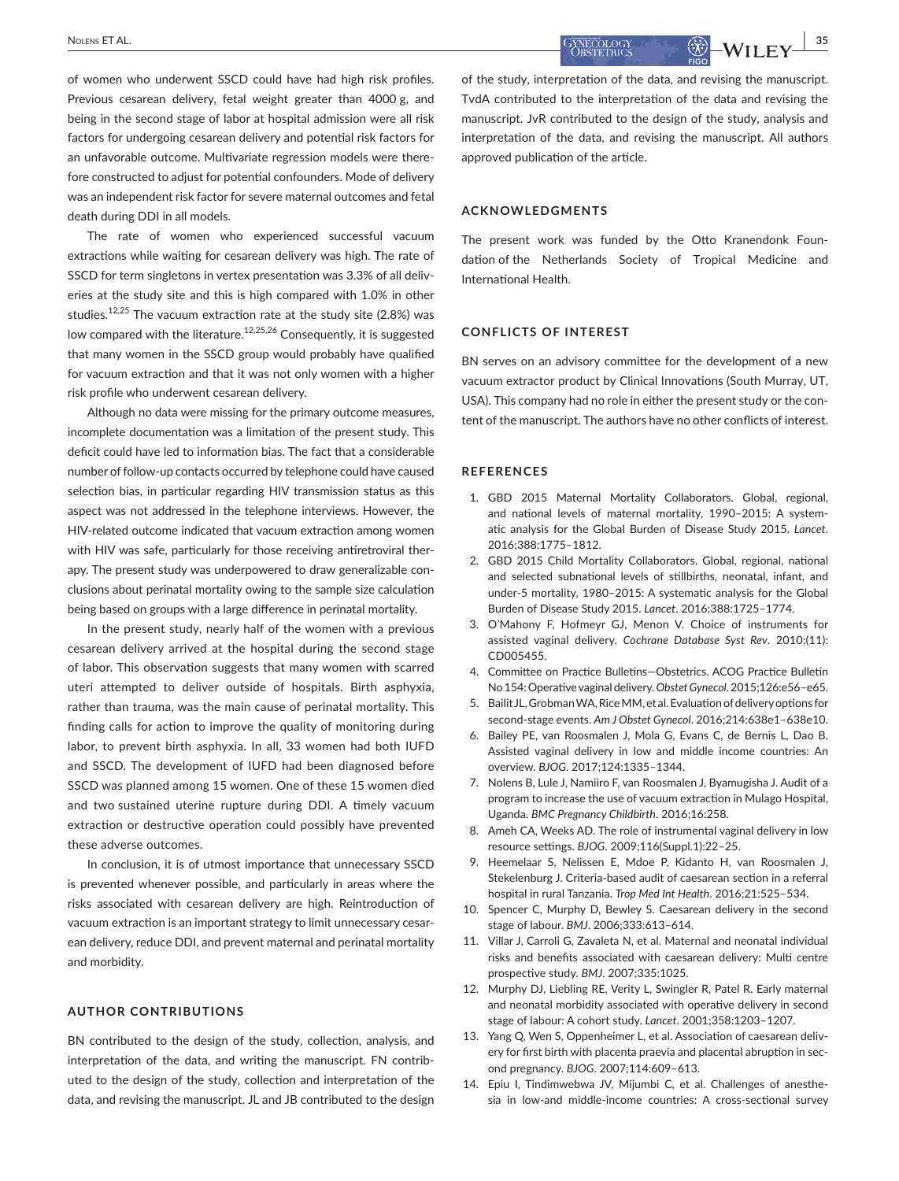of women who underwent SSCD could have had high risk profiles. Previous cesarean delivery, fetal weight greater than 4000 g, and being in the second stage of labor at hospital admission were all risk factors for undergoing cesarean delivery and potential risk factors for an unfavorable outcome. Multivariate regression models were therefore constructed to adjust for potential confounders. Mode of delivery was an independent risk factor for severe maternal outcomes and fetal death during DDI in all models.

The rate of women who experienced successful vacuum extractions while waiting for cesarean delivery was high. The rate of SSCD for term singletons in vertex presentation was 3.3% of all deliveries at the study site and this is high compared with 1.0% in other studies.[12,25] The vacuum extraction rate at the study site (2.8%) was low compared with the literature.[12,25,26] Consequently, it is suggested that many women in the SSCD group would probably have qualified for vacuum extraction and that it was not only women with a higher risk profile who underwent cesarean delivery.

Although no data were missing for the primary outcome measures, incomplete documentation was a limitation of the present study. This deficit could have led to information bias. The fact that a considerable number of follow-up contacts occurred by telephone could have caused selection bias, in particular regarding HIV transmission status as this aspect was not addressed in the telephone interviews. However, the HIV-related outcome indicated that vacuum extraction among women with HIV was safe, particularly for those receiving antiretroviral therapy. The present study was underpowered to draw generalizable conclusions about perinatal mortality owing to the sample size calculation being based on groups with a large difference in perinatal mortality.

In the present study, nearly half of the women with a previous cesarean delivery arrived at the hospital during the second stage of labor. This observation suggests that many women with scarred uteri attempted to deliver outside of hospitals. Birth asphyxia, rather than trauma, was the main cause of perinatal mortality. This finding calls for action to improve the quality of monitoring during labor, to prevent birth asphyxia. In all, 33 women had both IUFD and SSCD. The development of IUFD had been diagnosed before SSCD was planned among 15 women. One of these 15 women died and two sustained uterine rupture during DDI. A timely vacuum extraction or destructive operation could possibly have prevented these adverse outcomes.

In conclusion, it is of utmost importance that unnecessary SSCD is prevented whenever possible, and particularly in areas where the risks associated with cesarean delivery are high. Reintroduction of vacuum extraction is an important strategy to limit unnecessary cesarean delivery, reduce DDI, and prevent maternal and perinatal mortality and morbidity.

## AUTHOR CONTRIBUTIONS

BN contributed to the design of the study, collection, analysis, and interpretation of the data, and writing the manuscript. FN contributed to the design of the study, collection and interpretation of the data, and revising the manuscript. JL and JB contributed to the design of the study, interpretation of the data, and revising the manuscript. TvdA contributed to the interpretation of the data and revising the manuscript. JvR contributed to the design of the study, analysis and interpretation of the data, and revising the manuscript. All authors approved publication of the article.

## ACKNOWLEDGMENTS

The present work was funded by the Otto Kranendonk Foundation of the Netherlands Society of Tropical Medicine and International Health.

## CONFLICTS OF INTEREST

BN serves on an advisory committee for the development of a new vacuum extractor product by Clinical Innovations (South Murray, UT, USA). This company had no role in either the present study or the content of the manuscript. The authors have no other conflicts of interest.

## REFERENCES

1. GBD 2015 Maternal Mortality Collaborators. Global, regional, and national levels of maternal mortality, 1990–2015: A systematic analysis for the Global Burden of Disease Study 2015. *Lancet*. 2016;388:1775–1812.
2. GBD 2015 Child Mortality Collaborators. Global, regional, national and selected subnational levels of stillbirths, neonatal, infant, and under-5 mortality, 1980–2015: A systematic analysis for the Global Burden of Disease Study 2015. *Lancet*. 2016;388:1725–1774.
3. O'Mahony F, Hofmeyr GJ, Menon V. Choice of instruments for assisted vaginal delivery. *Cochrane Database Syst Rev*. 2010;(11): CD005455.
4. Committee on Practice Bulletins—Obstetrics. ACOG Practice Bulletin No 154: Operative vaginal delivery. *Obstet Gynecol*. 2015;126:e56–e65.
5. Bailit JL, Grobman WA, Rice MM, et al. Evaluation of delivery options for second-stage events. *Am J Obstet Gynecol*. 2016;214:638e1–638e10.
6. Bailey PE, van Roosmalen J, Mola G, Evans C, de Bernis L, Dao B. Assisted vaginal delivery in low and middle income countries: An overview. *BJOG*. 2017;124:1335–1344.
7. Nolens B, Lule J, Namiiro F, van Roosmalen J, Byamugisha J. Audit of a program to increase the use of vacuum extraction in Mulago Hospital, Uganda. *BMC Pregnancy Childbirth*. 2016;16:258.
8. Ameh CA, Weeks AD. The role of instrumental vaginal delivery in low resource settings. *BJOG*. 2009;116(Suppl.1):22–25.
9. Heemelaar S, Nelissen E, Mdoe P, Kidanto H, van Roosmalen J, Stekelenburg J. Criteria-based audit of caesarean section in a referral hospital in rural Tanzania. *Trop Med Int Health*. 2016;21:525–534.
10. Spencer C, Murphy D, Bewley S. Caesarean delivery in the second stage of labour. *BMJ*. 2006;333:613–614.
11. Villar J, Carroli G, Zavaleta N, et al. Maternal and neonatal individual risks and benefits associated with caesarean delivery: Multi centre prospective study. *BMJ*. 2007;335:1025.
12. Murphy DJ, Liebling RE, Verity L, Swingler R, Patel R. Early maternal and neonatal morbidity associated with operative delivery in second stage of labour: A cohort study. *Lancet*. 2001;358:1203–1207.
13. Yang Q, Wen S, Oppenheimer L, et al. Association of caesarean delivery for first birth with placenta praevia and placental abruption in second pregnancy. *BJOG*. 2007;114:609–613.
14. Epiu I, Tindimwebwa JV, Mijumbi C, et al. Challenges of anesthesia in low-and middle-income countries: A cross-sectional survey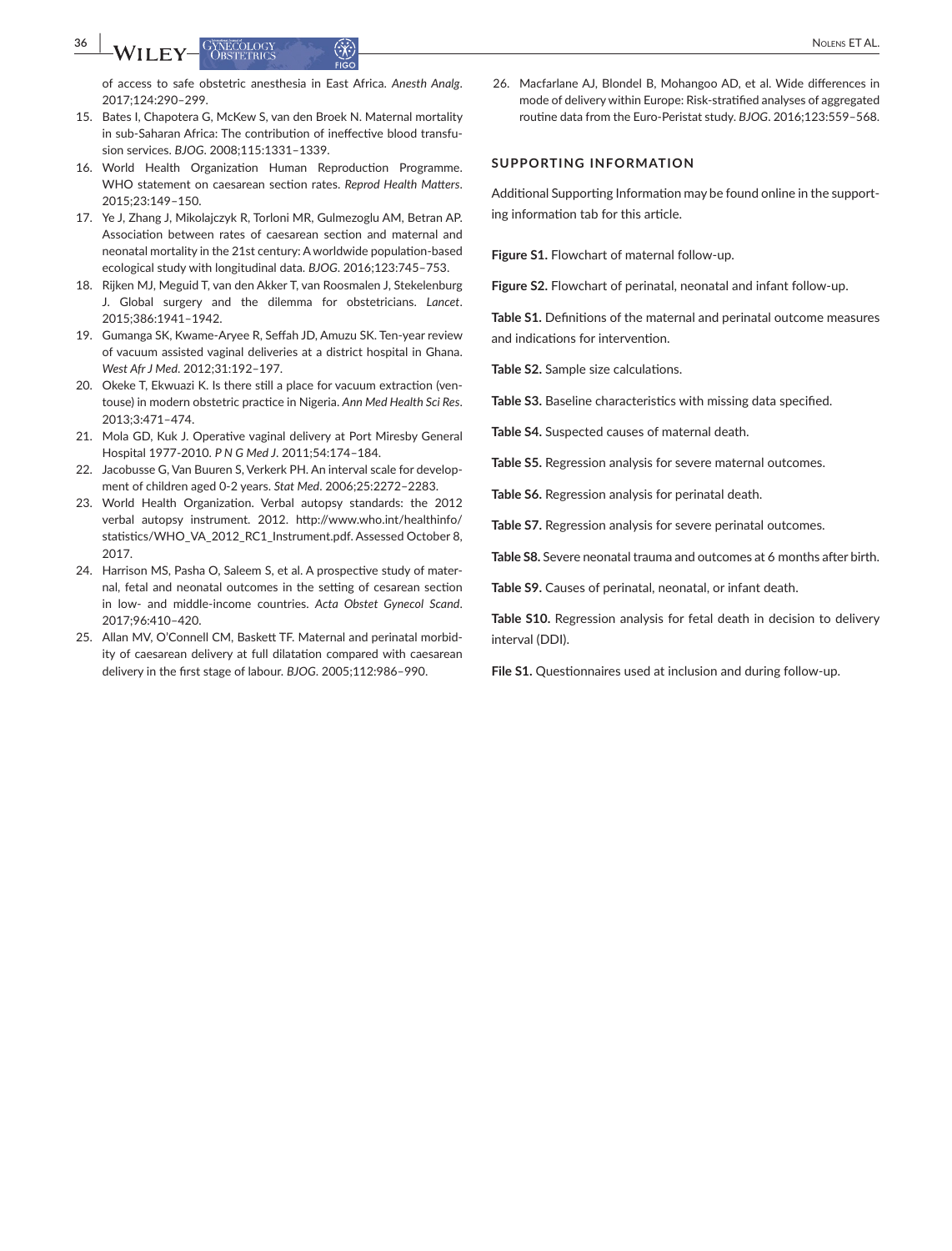of access to safe obstetric anesthesia in East Africa. *Anesth Analg*. 2017;124:290–299.

15. Bates I, Chapotera G, McKew S, van den Broek N. Maternal mortality in sub-Saharan Africa: The contribution of ineffective blood transfusion services. *BJOG*. 2008;115:1331–1339.
16. World Health Organization Human Reproduction Programme. WHO statement on caesarean section rates. *Reprod Health Matters*. 2015;23:149–150.
17. Ye J, Zhang J, Mikolajczyk R, Torloni MR, Gulmezoglu AM, Betran AP. Association between rates of caesarean section and maternal and neonatal mortality in the 21st century: A worldwide population-based ecological study with longitudinal data. *BJOG*. 2016;123:745–753.
18. Rijken MJ, Meguid T, van den Akker T, van Roosmalen J, Stekelenburg J. Global surgery and the dilemma for obstetricians. *Lancet*. 2015;386:1941–1942.
19. Gumanga SK, Kwame-Aryee R, Seffah JD, Amuzu SK. Ten-year review of vacuum assisted vaginal deliveries at a district hospital in Ghana. *West Afr J Med*. 2012;31:192–197.
20. Okeke T, Ekwuazi K. Is there still a place for vacuum extraction (ventouse) in modern obstetric practice in Nigeria. *Ann Med Health Sci Res*. 2013;3:471–474.
21. Mola GD, Kuk J. Operative vaginal delivery at Port Miresby General Hospital 1977-2010. *P N G Med J*. 2011;54:174–184.
22. Jacobusse G, Van Buuren S, Verkerk PH. An interval scale for development of children aged 0-2 years. *Stat Med*. 2006;25:2272–2283.
23. World Health Organization. Verbal autopsy standards: the 2012 verbal autopsy instrument. 2012. http://www.who.int/healthinfo/statistics/WHO_VA_2012_RC1_Instrument.pdf. Assessed October 8, 2017.
24. Harrison MS, Pasha O, Saleem S, et al. A prospective study of maternal, fetal and neonatal outcomes in the setting of cesarean section in low- and middle-income countries. *Acta Obstet Gynecol Scand*. 2017;96:410–420.
25. Allan MV, O'Connell CM, Baskett TF. Maternal and perinatal morbidity of caesarean delivery at full dilatation compared with caesarean delivery in the first stage of labour. *BJOG*. 2005;112:986–990.
26. Macfarlane AJ, Blondel B, Mohangoo AD, et al. Wide differences in mode of delivery within Europe: Risk-stratified analyses of aggregated routine data from the Euro-Peristat study. *BJOG*. 2016;123:559–568.

## SUPPORTING INFORMATION

Additional Supporting Information may be found online in the supporting information tab for this article.

**Figure S1.** Flowchart of maternal follow-up.

**Figure S2.** Flowchart of perinatal, neonatal and infant follow-up.

**Table S1.** Definitions of the maternal and perinatal outcome measures and indications for intervention.

**Table S2.** Sample size calculations.

**Table S3.** Baseline characteristics with missing data specified.

**Table S4.** Suspected causes of maternal death.

**Table S5.** Regression analysis for severe maternal outcomes.

**Table S6.** Regression analysis for perinatal death.

**Table S7.** Regression analysis for severe perinatal outcomes.

**Table S8.** Severe neonatal trauma and outcomes at 6 months after birth.

**Table S9.** Causes of perinatal, neonatal, or infant death.

**Table S10.** Regression analysis for fetal death in decision to delivery interval (DDI).

**File S1.** Questionnaires used at inclusion and during follow-up.